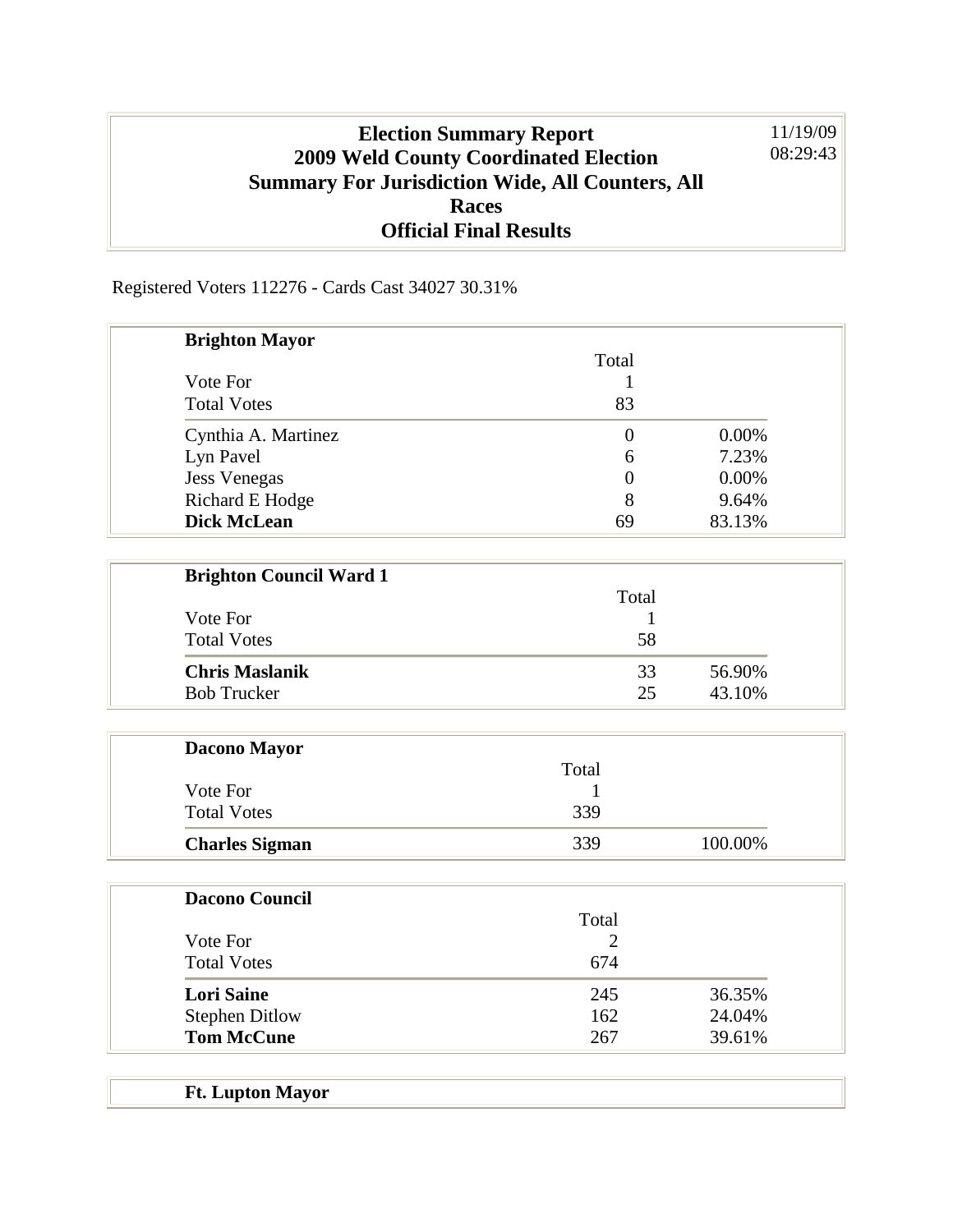# Election Summary Report
## 2009 Weld County Coordinated Election
## Summary For Jurisdiction Wide, All Counters, All Races
## Official Final Results

11/19/09
08:29:43

Registered Voters 112276 - Cards Cast 34027 30.31%

### Brighton Mayor

| | Total | |
|---|---|---|
| Vote For | 1 | |
| Total Votes | 83 | |
| Cynthia A. Martinez | 0 | 0.00% |
| Lyn Pavel | 6 | 7.23% |
| Jess Venegas | 0 | 0.00% |
| Richard E Hodge | 8 | 9.64% |
| **Dick McLean** | 69 | 83.13% |

### Brighton Council Ward 1

| | Total | |
|---|---|---|
| Vote For | 1 | |
| Total Votes | 58 | |
| **Chris Maslanik** | 33 | 56.90% |
| Bob Trucker | 25 | 43.10% |

### Dacono Mayor

| | Total | |
|---|---|---|
| Vote For | 1 | |
| Total Votes | 339 | |
| **Charles Sigman** | 339 | 100.00% |

### Dacono Council

| | Total | |
|---|---|---|
| Vote For | 2 | |
| Total Votes | 674 | |
| **Lori Saine** | 245 | 36.35% |
| Stephen Ditlow | 162 | 24.04% |
| **Tom McCune** | 267 | 39.61% |

### Ft. Lupton Mayor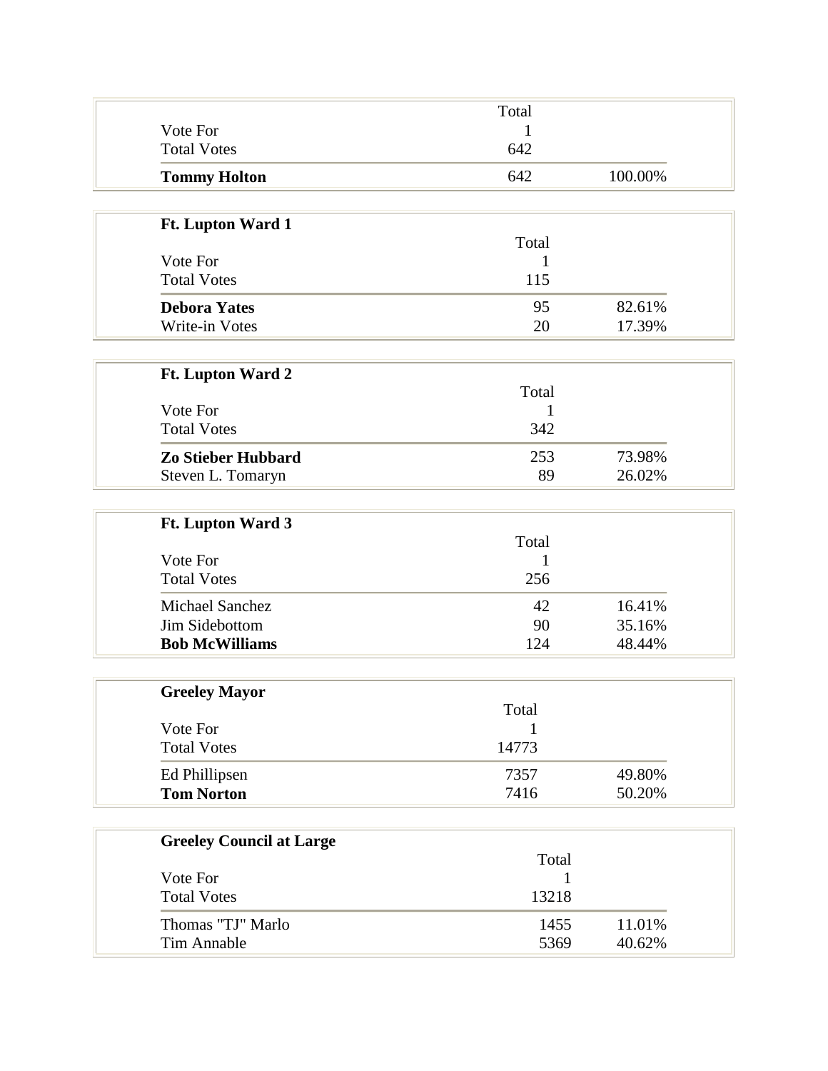| | Total | |
|---|---|---|
| Vote For | 1 | |
| Total Votes | 642 | |
| **Tommy Holton** | 642 | 100.00% |

**Ft. Lupton Ward 1**

| | Total | |
|---|---|---|
| Vote For | 1 | |
| Total Votes | 115 | |
| **Debora Yates** | 95 | 82.61% |
| Write-in Votes | 20 | 17.39% |

**Ft. Lupton Ward 2**

| | Total | |
|---|---|---|
| Vote For | 1 | |
| Total Votes | 342 | |
| **Zo Stieber Hubbard** | 253 | 73.98% |
| Steven L. Tomaryn | 89 | 26.02% |

**Ft. Lupton Ward 3**

| | Total | |
|---|---|---|
| Vote For | 1 | |
| Total Votes | 256 | |
| Michael Sanchez | 42 | 16.41% |
| Jim Sidebottom | 90 | 35.16% |
| **Bob McWilliams** | 124 | 48.44% |

**Greeley Mayor**

| | Total | |
|---|---|---|
| Vote For | 1 | |
| Total Votes | 14773 | |
| Ed Phillipsen | 7357 | 49.80% |
| **Tom Norton** | 7416 | 50.20% |

**Greeley Council at Large**

| | Total | |
|---|---|---|
| Vote For | 1 | |
| Total Votes | 13218 | |
| Thomas "TJ" Marlo | 1455 | 11.01% |
| Tim Annable | 5369 | 40.62% |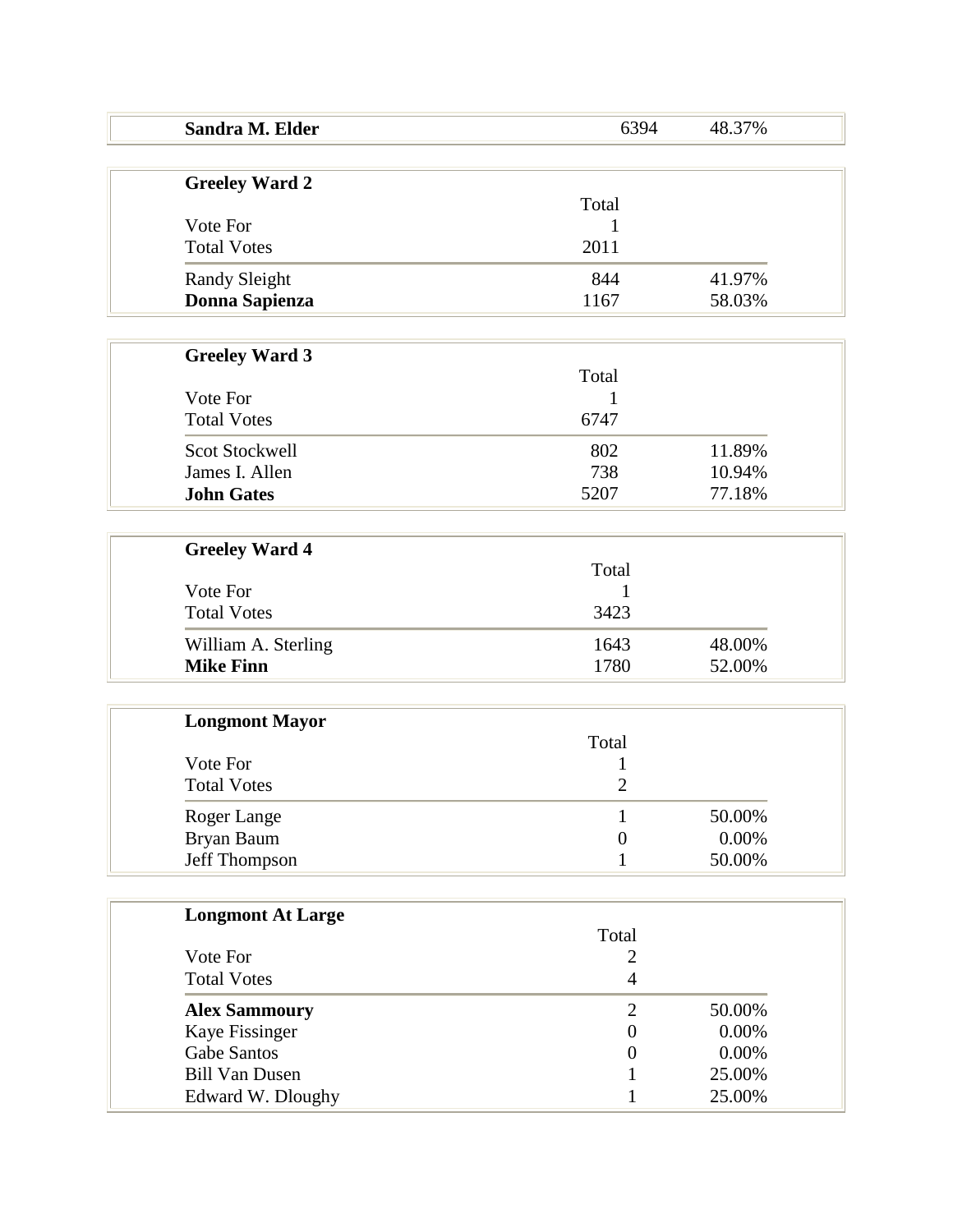| **Sandra M. Elder** | 6394 | 48.37% |
|---|---|---|

| **Greeley Ward 2** | | |
|---|---|---|
| | Total | |
| Vote For | 1 | |
| Total Votes | 2011 | |
| Randy Sleight | 844 | 41.97% |
| **Donna Sapienza** | 1167 | 58.03% |

| **Greeley Ward 3** | | |
|---|---|---|
| | Total | |
| Vote For | 1 | |
| Total Votes | 6747 | |
| Scot Stockwell | 802 | 11.89% |
| James I. Allen | 738 | 10.94% |
| **John Gates** | 5207 | 77.18% |

| **Greeley Ward 4** | | |
|---|---|---|
| | Total | |
| Vote For | 1 | |
| Total Votes | 3423 | |
| William A. Sterling | 1643 | 48.00% |
| **Mike Finn** | 1780 | 52.00% |

| **Longmont Mayor** | | |
|---|---|---|
| | Total | |
| Vote For | 1 | |
| Total Votes | 2 | |
| Roger Lange | 1 | 50.00% |
| Bryan Baum | 0 | 0.00% |
| Jeff Thompson | 1 | 50.00% |

| **Longmont At Large** | | |
|---|---|---|
| | Total | |
| Vote For | 2 | |
| Total Votes | 4 | |
| **Alex Sammoury** | 2 | 50.00% |
| Kaye Fissinger | 0 | 0.00% |
| Gabe Santos | 0 | 0.00% |
| Bill Van Dusen | 1 | 25.00% |
| Edward W. Dloughy | 1 | 25.00% |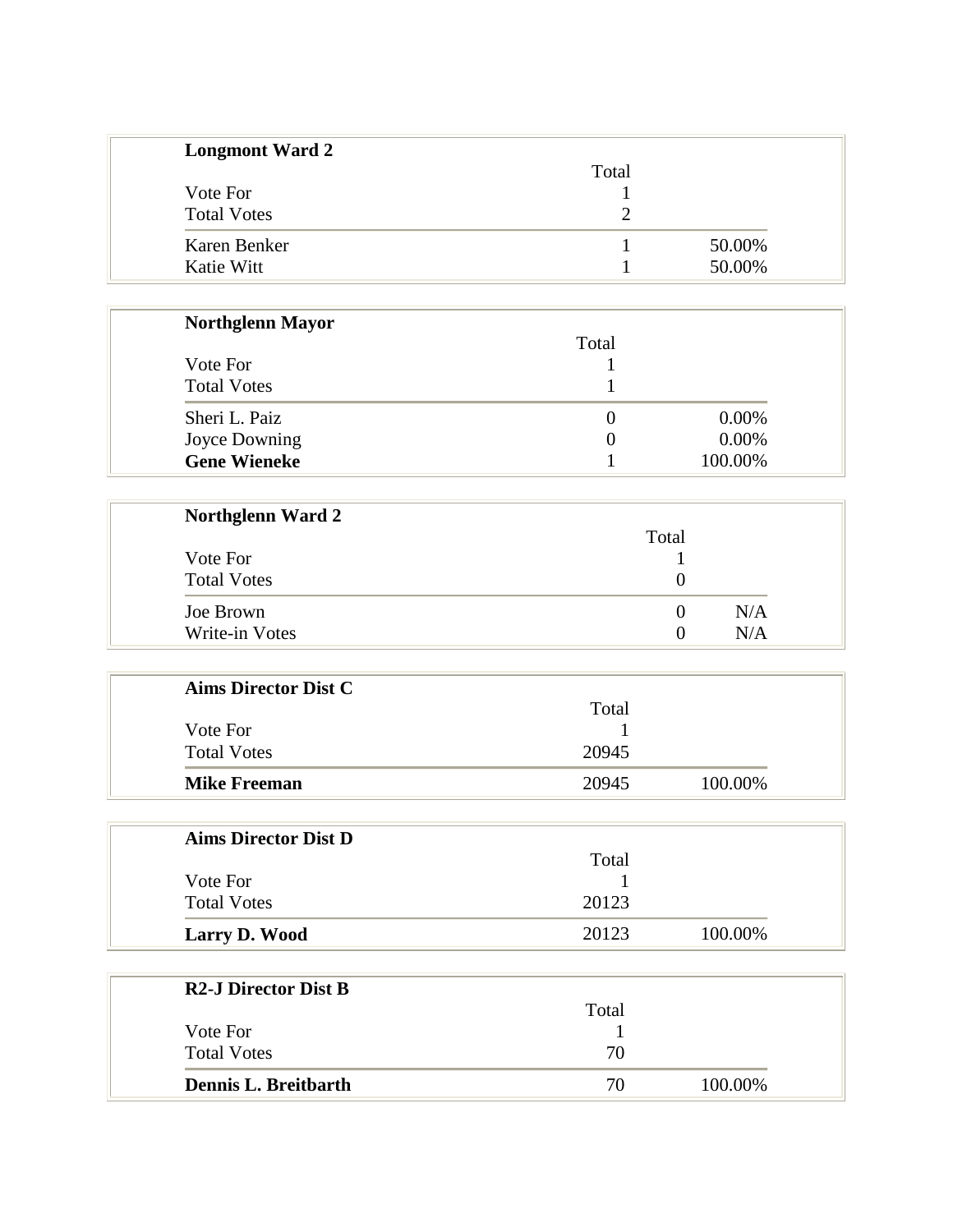**Longmont Ward 2**

| | Total | |
|---|---|---|
| Vote For | 1 | |
| Total Votes | 2 | |
| Karen Benker | 1 | 50.00% |
| Katie Witt | 1 | 50.00% |

**Northglenn Mayor**

| | Total | |
|---|---|---|
| Vote For | 1 | |
| Total Votes | 1 | |
| Sheri L. Paiz | 0 | 0.00% |
| Joyce Downing | 0 | 0.00% |
| **Gene Wieneke** | 1 | 100.00% |

**Northglenn Ward 2**

| | Total | |
|---|---|---|
| Vote For | 1 | |
| Total Votes | 0 | |
| Joe Brown | 0 | N/A |
| Write-in Votes | 0 | N/A |

**Aims Director Dist C**

| | Total | |
|---|---|---|
| Vote For | 1 | |
| Total Votes | 20945 | |
| **Mike Freeman** | 20945 | 100.00% |

**Aims Director Dist D**

| | Total | |
|---|---|---|
| Vote For | 1 | |
| Total Votes | 20123 | |
| **Larry D. Wood** | 20123 | 100.00% |

**R2-J Director Dist B**

| | Total | |
|---|---|---|
| Vote For | 1 | |
| Total Votes | 70 | |
| **Dennis L. Breitbarth** | 70 | 100.00% |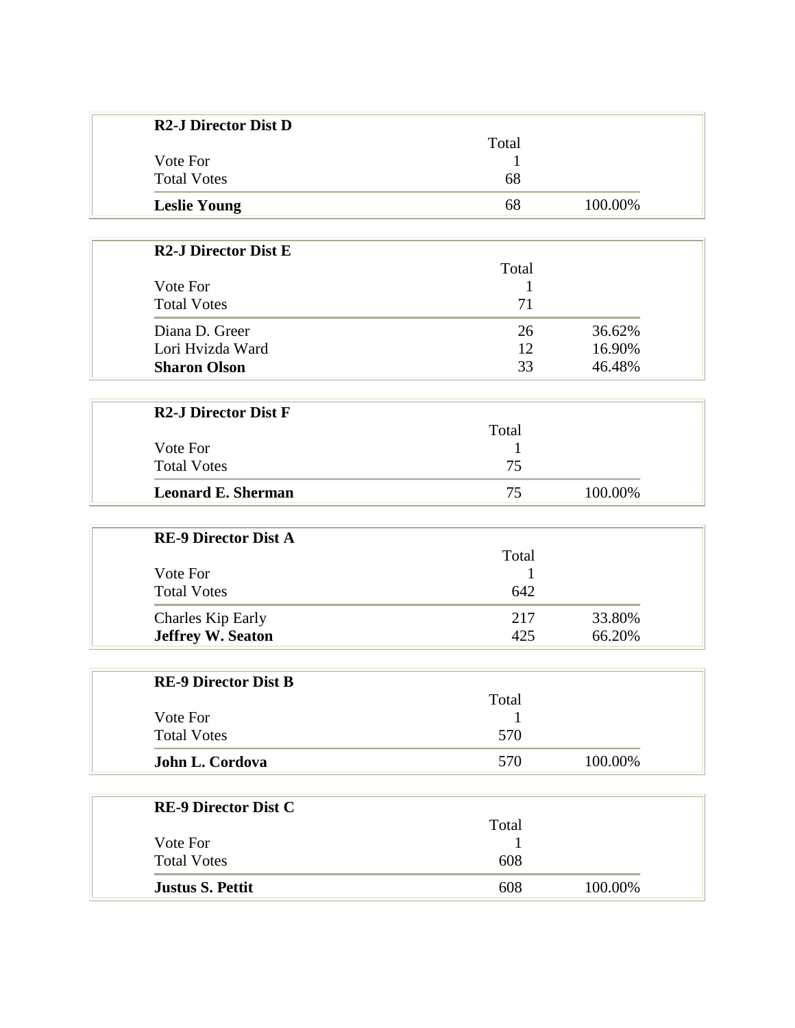| **R2-J Director Dist D** | | |
|---|---|---|
| | Total | |
| Vote For | 1 | |
| Total Votes | 68 | |
| **Leslie Young** | 68 | 100.00% |

| **R2-J Director Dist E** | | |
|---|---|---|
| | Total | |
| Vote For | 1 | |
| Total Votes | 71 | |
| Diana D. Greer | 26 | 36.62% |
| Lori Hvizda Ward | 12 | 16.90% |
| **Sharon Olson** | 33 | 46.48% |

| **R2-J Director Dist F** | | |
|---|---|---|
| | Total | |
| Vote For | 1 | |
| Total Votes | 75 | |
| **Leonard E. Sherman** | 75 | 100.00% |

| **RE-9 Director Dist A** | | |
|---|---|---|
| | Total | |
| Vote For | 1 | |
| Total Votes | 642 | |
| Charles Kip Early | 217 | 33.80% |
| **Jeffrey W. Seaton** | 425 | 66.20% |

| **RE-9 Director Dist B** | | |
|---|---|---|
| | Total | |
| Vote For | 1 | |
| Total Votes | 570 | |
| **John L. Cordova** | 570 | 100.00% |

| **RE-9 Director Dist C** | | |
|---|---|---|
| | Total | |
| Vote For | 1 | |
| Total Votes | 608 | |
| **Justus S. Pettit** | 608 | 100.00% |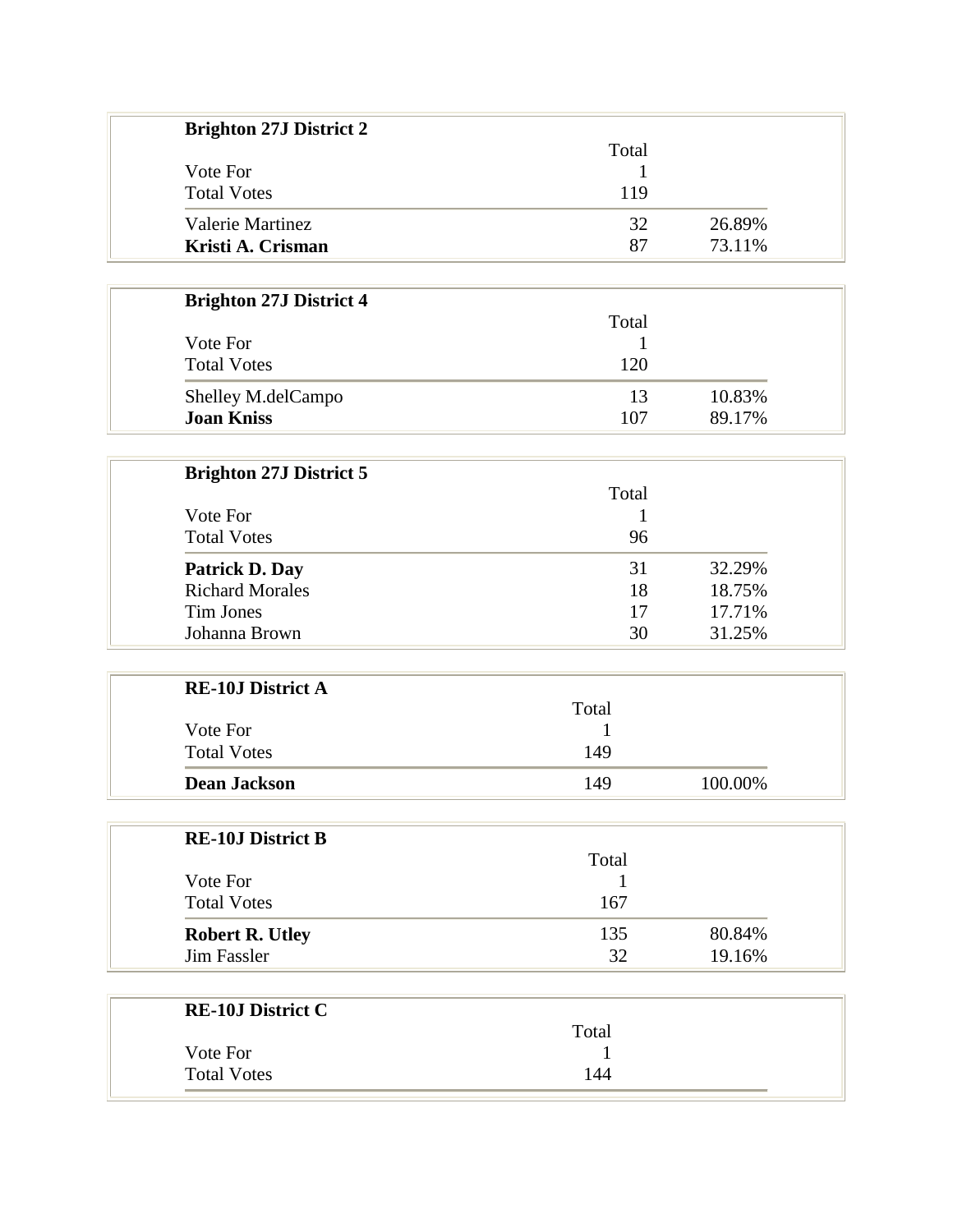**Brighton 27J District 2**

| | Total | |
|---|---|---|
| Vote For | 1 | |
| Total Votes | 119 | |
| Valerie Martinez | 32 | 26.89% |
| **Kristi A. Crisman** | 87 | 73.11% |

**Brighton 27J District 4**

| | Total | |
|---|---|---|
| Vote For | 1 | |
| Total Votes | 120 | |
| Shelley M.delCampo | 13 | 10.83% |
| **Joan Kniss** | 107 | 89.17% |

**Brighton 27J District 5**

| | Total | |
|---|---|---|
| Vote For | 1 | |
| Total Votes | 96 | |
| **Patrick D. Day** | 31 | 32.29% |
| Richard Morales | 18 | 18.75% |
| Tim Jones | 17 | 17.71% |
| Johanna Brown | 30 | 31.25% |

**RE-10J District A**

| | Total | |
|---|---|---|
| Vote For | 1 | |
| Total Votes | 149 | |
| **Dean Jackson** | 149 | 100.00% |

**RE-10J District B**

| | Total | |
|---|---|---|
| Vote For | 1 | |
| Total Votes | 167 | |
| **Robert R. Utley** | 135 | 80.84% |
| Jim Fassler | 32 | 19.16% |

**RE-10J District C**

| | Total | |
|---|---|---|
| Vote For | 1 | |
| Total Votes | 144 | |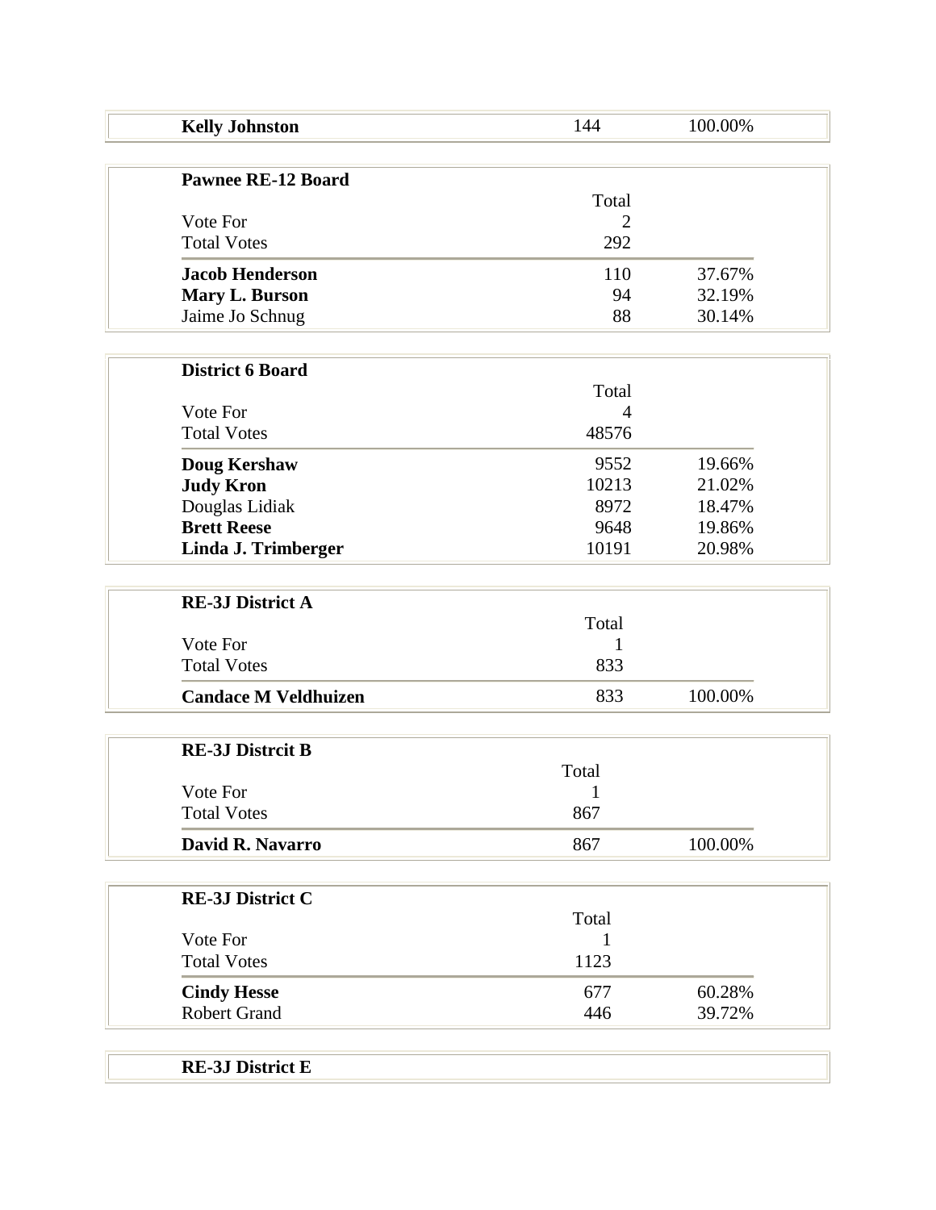| **Kelly Johnston** | 144 | 100.00% |
|---|---|---|

**Pawnee RE-12 Board**

| | Total | |
|---|---|---|
| Vote For | 2 | |
| Total Votes | 292 | |
| **Jacob Henderson** | 110 | 37.67% |
| **Mary L. Burson** | 94 | 32.19% |
| Jaime Jo Schnug | 88 | 30.14% |

**District 6 Board**

| | Total | |
|---|---|---|
| Vote For | 4 | |
| Total Votes | 48576 | |
| **Doug Kershaw** | 9552 | 19.66% |
| **Judy Kron** | 10213 | 21.02% |
| Douglas Lidiak | 8972 | 18.47% |
| **Brett Reese** | 9648 | 19.86% |
| **Linda J. Trimberger** | 10191 | 20.98% |

**RE-3J District A**

| | Total | |
|---|---|---|
| Vote For | 1 | |
| Total Votes | 833 | |
| **Candace M Veldhuizen** | 833 | 100.00% |

**RE-3J Distrcit B**

| | Total | |
|---|---|---|
| Vote For | 1 | |
| Total Votes | 867 | |
| **David R. Navarro** | 867 | 100.00% |

**RE-3J District C**

| | Total | |
|---|---|---|
| Vote For | 1 | |
| Total Votes | 1123 | |
| **Cindy Hesse** | 677 | 60.28% |
| Robert Grand | 446 | 39.72% |

**RE-3J District E**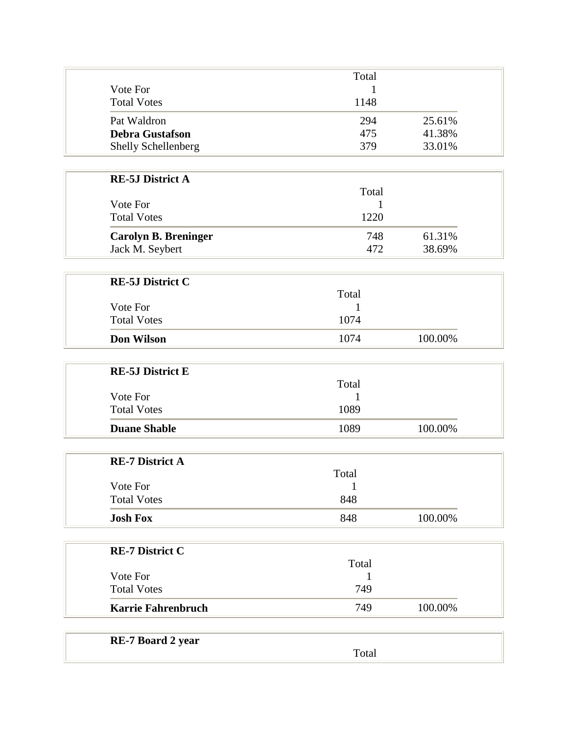| | Total | |
|---|---|---|
| Vote For | 1 | |
| Total Votes | 1148 | |
| Pat Waldron | 294 | 25.61% |
| **Debra Gustafson** | 475 | 41.38% |
| Shelly Schellenberg | 379 | 33.01% |

**RE-5J District A**

| | Total | |
|---|---|---|
| Vote For | 1 | |
| Total Votes | 1220 | |
| **Carolyn B. Breninger** | 748 | 61.31% |
| Jack M. Seybert | 472 | 38.69% |

**RE-5J District C**

| | Total | |
|---|---|---|
| Vote For | 1 | |
| Total Votes | 1074 | |
| **Don Wilson** | 1074 | 100.00% |

**RE-5J District E**

| | Total | |
|---|---|---|
| Vote For | 1 | |
| Total Votes | 1089 | |
| **Duane Shable** | 1089 | 100.00% |

**RE-7 District A**

| | Total | |
|---|---|---|
| Vote For | 1 | |
| Total Votes | 848 | |
| **Josh Fox** | 848 | 100.00% |

**RE-7 District C**

| | Total | |
|---|---|---|
| Vote For | 1 | |
| Total Votes | 749 | |
| **Karrie Fahrenbruch** | 749 | 100.00% |

**RE-7 Board 2 year**

| | Total | |
|---|---|---|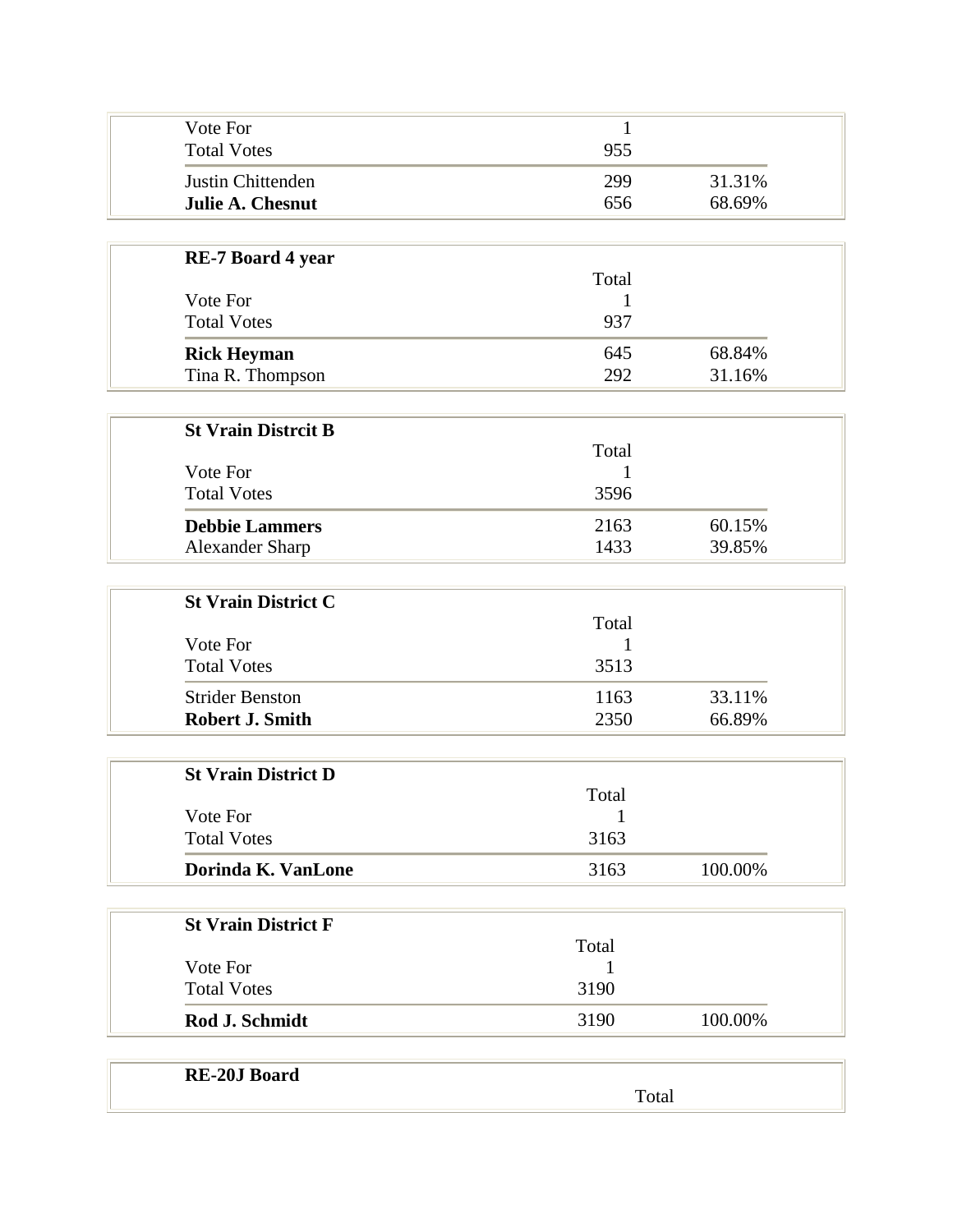| | Total | |
|---|---|---|
| Vote For | 1 | |
| Total Votes | 955 | |
| Justin Chittenden | 299 | 31.31% |
| **Julie A. Chesnut** | 656 | 68.69% |

**RE-7 Board 4 year**

| | Total | |
|---|---|---|
| Vote For | 1 | |
| Total Votes | 937 | |
| **Rick Heyman** | 645 | 68.84% |
| Tina R. Thompson | 292 | 31.16% |

**St Vrain Distrcit B**

| | Total | |
|---|---|---|
| Vote For | 1 | |
| Total Votes | 3596 | |
| **Debbie Lammers** | 2163 | 60.15% |
| Alexander Sharp | 1433 | 39.85% |

**St Vrain District C**

| | Total | |
|---|---|---|
| Vote For | 1 | |
| Total Votes | 3513 | |
| Strider Benston | 1163 | 33.11% |
| **Robert J. Smith** | 2350 | 66.89% |

**St Vrain District D**

| | Total | |
|---|---|---|
| Vote For | 1 | |
| Total Votes | 3163 | |
| **Dorinda K. VanLone** | 3163 | 100.00% |

**St Vrain District F**

| | Total | |
|---|---|---|
| Vote For | 1 | |
| Total Votes | 3190 | |
| **Rod J. Schmidt** | 3190 | 100.00% |

**RE-20J Board**

| | Total |
|---|---|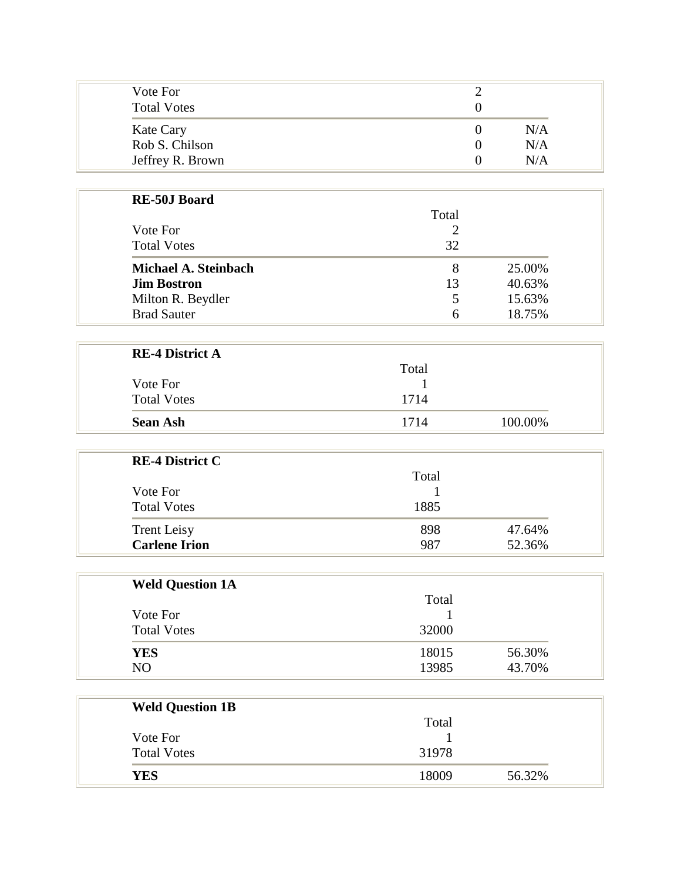| | | |
|---|---|---|
| Vote For | 2 | |
| Total Votes | 0 | |
| Kate Cary | 0 | N/A |
| Rob S. Chilson | 0 | N/A |
| Jeffrey R. Brown | 0 | N/A |

| **RE-50J Board** | | |
|---|---|---|
| | Total | |
| Vote For | 2 | |
| Total Votes | 32 | |
| **Michael A. Steinbach** | 8 | 25.00% |
| **Jim Bostron** | 13 | 40.63% |
| Milton R. Beydler | 5 | 15.63% |
| Brad Sauter | 6 | 18.75% |

| **RE-4 District A** | | |
|---|---|---|
| | Total | |
| Vote For | 1 | |
| Total Votes | 1714 | |
| **Sean Ash** | 1714 | 100.00% |

| **RE-4 District C** | | |
|---|---|---|
| | Total | |
| Vote For | 1 | |
| Total Votes | 1885 | |
| Trent Leisy | 898 | 47.64% |
| **Carlene Irion** | 987 | 52.36% |

| **Weld Question 1A** | | |
|---|---|---|
| | Total | |
| Vote For | 1 | |
| Total Votes | 32000 | |
| **YES** | 18015 | 56.30% |
| NO | 13985 | 43.70% |

| **Weld Question 1B** | | |
|---|---|---|
| | Total | |
| Vote For | 1 | |
| Total Votes | 31978 | |
| **YES** | 18009 | 56.32% |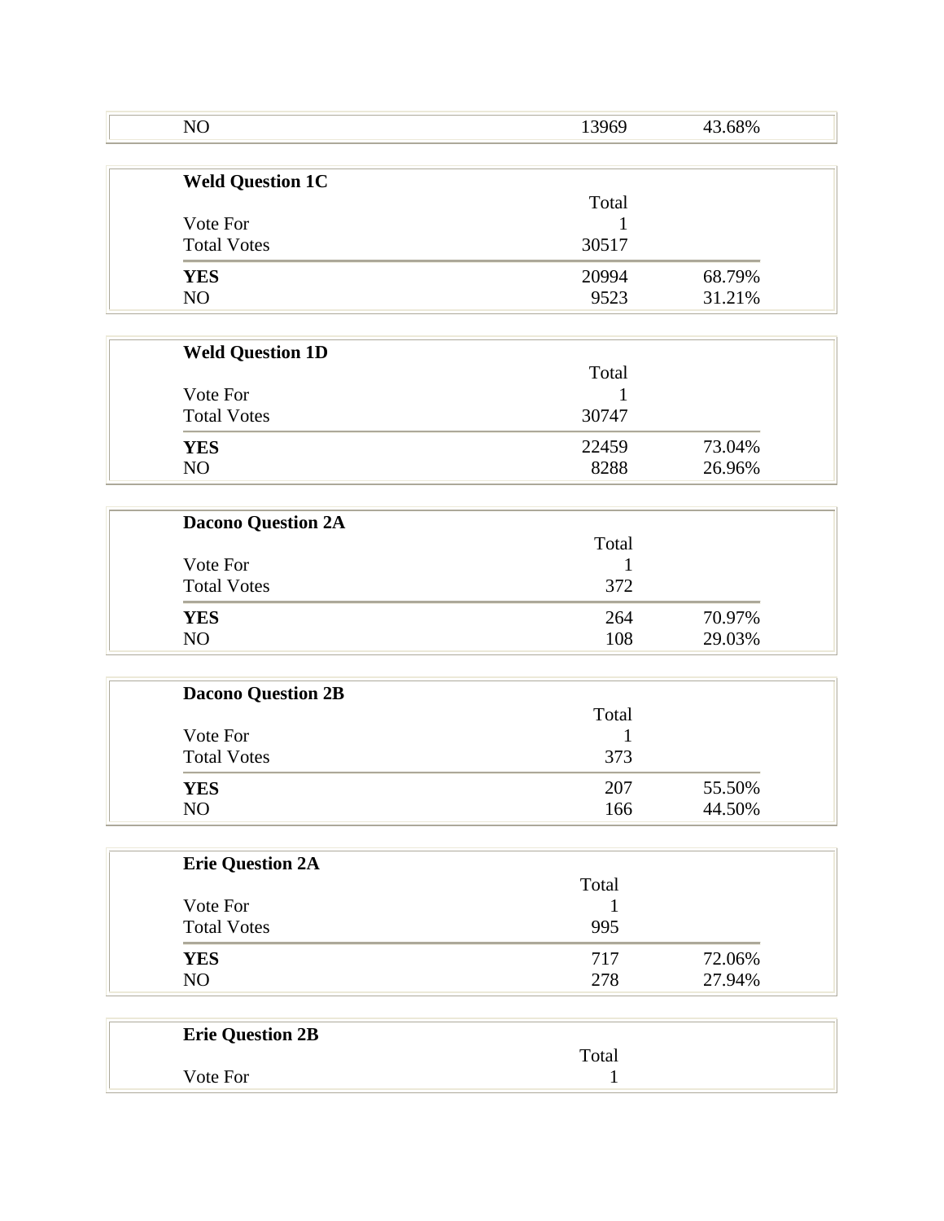| NO | 13969 | 43.68% |
|---|---|---|

| **Weld Question 1C** | | |
|---|---|---|
| | Total | |
| Vote For | 1 | |
| Total Votes | 30517 | |
| **YES** | 20994 | 68.79% |
| NO | 9523 | 31.21% |

| **Weld Question 1D** | | |
|---|---|---|
| | Total | |
| Vote For | 1 | |
| Total Votes | 30747 | |
| **YES** | 22459 | 73.04% |
| NO | 8288 | 26.96% |

| **Dacono Question 2A** | | |
|---|---|---|
| | Total | |
| Vote For | 1 | |
| Total Votes | 372 | |
| **YES** | 264 | 70.97% |
| NO | 108 | 29.03% |

| **Dacono Question 2B** | | |
|---|---|---|
| | Total | |
| Vote For | 1 | |
| Total Votes | 373 | |
| **YES** | 207 | 55.50% |
| NO | 166 | 44.50% |

| **Erie Question 2A** | | |
|---|---|---|
| | Total | |
| Vote For | 1 | |
| Total Votes | 995 | |
| **YES** | 717 | 72.06% |
| NO | 278 | 27.94% |

| **Erie Question 2B** | | |
|---|---|---|
| | Total | |
| Vote For | 1 | |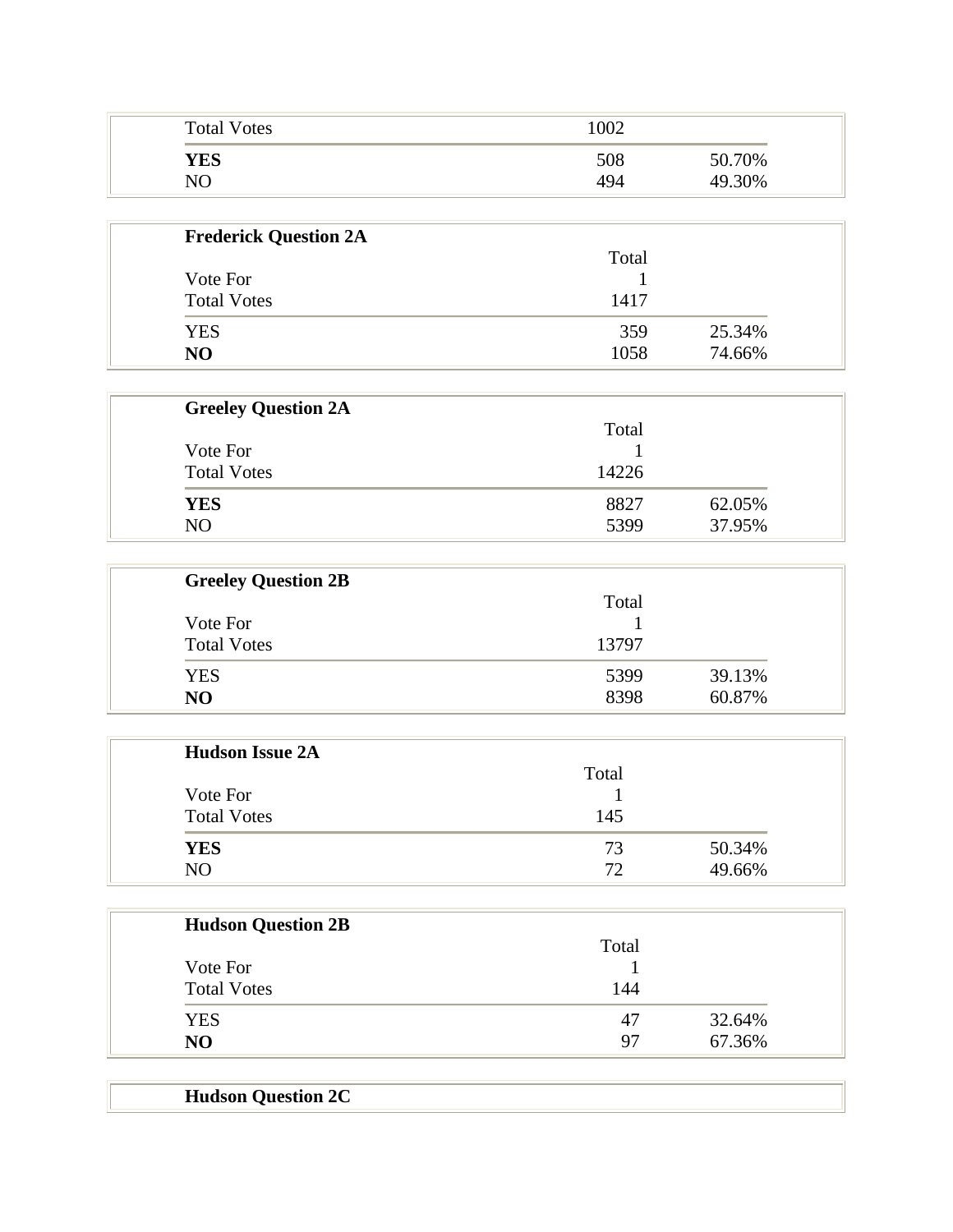| Total Votes | 1002 | |
|---|---|---|
| **YES** | 508 | 50.70% |
| NO | 494 | 49.30% |

**Frederick Question 2A**

| | Total | |
|---|---|---|
| Vote For | 1 | |
| Total Votes | 1417 | |
| YES | 359 | 25.34% |
| **NO** | 1058 | 74.66% |

**Greeley Question 2A**

| | Total | |
|---|---|---|
| Vote For | 1 | |
| Total Votes | 14226 | |
| **YES** | 8827 | 62.05% |
| NO | 5399 | 37.95% |

**Greeley Question 2B**

| | Total | |
|---|---|---|
| Vote For | 1 | |
| Total Votes | 13797 | |
| YES | 5399 | 39.13% |
| **NO** | 8398 | 60.87% |

**Hudson Issue 2A**

| | Total | |
|---|---|---|
| Vote For | 1 | |
| Total Votes | 145 | |
| **YES** | 73 | 50.34% |
| NO | 72 | 49.66% |

**Hudson Question 2B**

| | Total | |
|---|---|---|
| Vote For | 1 | |
| Total Votes | 144 | |
| YES | 47 | 32.64% |
| **NO** | 97 | 67.36% |

**Hudson Question 2C**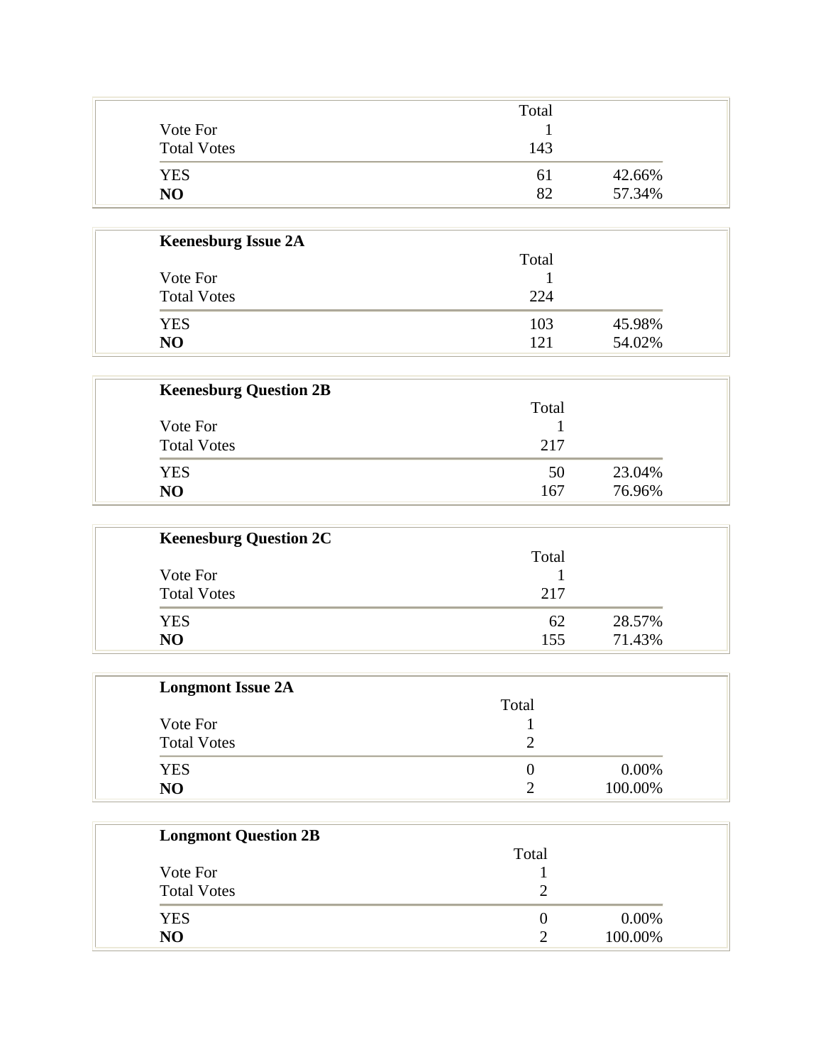| | Total | |
|---|---|---|
| Vote For | 1 | |
| Total Votes | 143 | |
| YES | 61 | 42.66% |
| **NO** | 82 | 57.34% |

**Keenesburg Issue 2A**

| | Total | |
|---|---|---|
| Vote For | 1 | |
| Total Votes | 224 | |
| YES | 103 | 45.98% |
| **NO** | 121 | 54.02% |

**Keenesburg Question 2B**

| | Total | |
|---|---|---|
| Vote For | 1 | |
| Total Votes | 217 | |
| YES | 50 | 23.04% |
| **NO** | 167 | 76.96% |

**Keenesburg Question 2C**

| | Total | |
|---|---|---|
| Vote For | 1 | |
| Total Votes | 217 | |
| YES | 62 | 28.57% |
| **NO** | 155 | 71.43% |

**Longmont Issue 2A**

| | Total | |
|---|---|---|
| Vote For | 1 | |
| Total Votes | 2 | |
| YES | 0 | 0.00% |
| **NO** | 2 | 100.00% |

**Longmont Question 2B**

| | Total | |
|---|---|---|
| Vote For | 1 | |
| Total Votes | 2 | |
| YES | 0 | 0.00% |
| **NO** | 2 | 100.00% |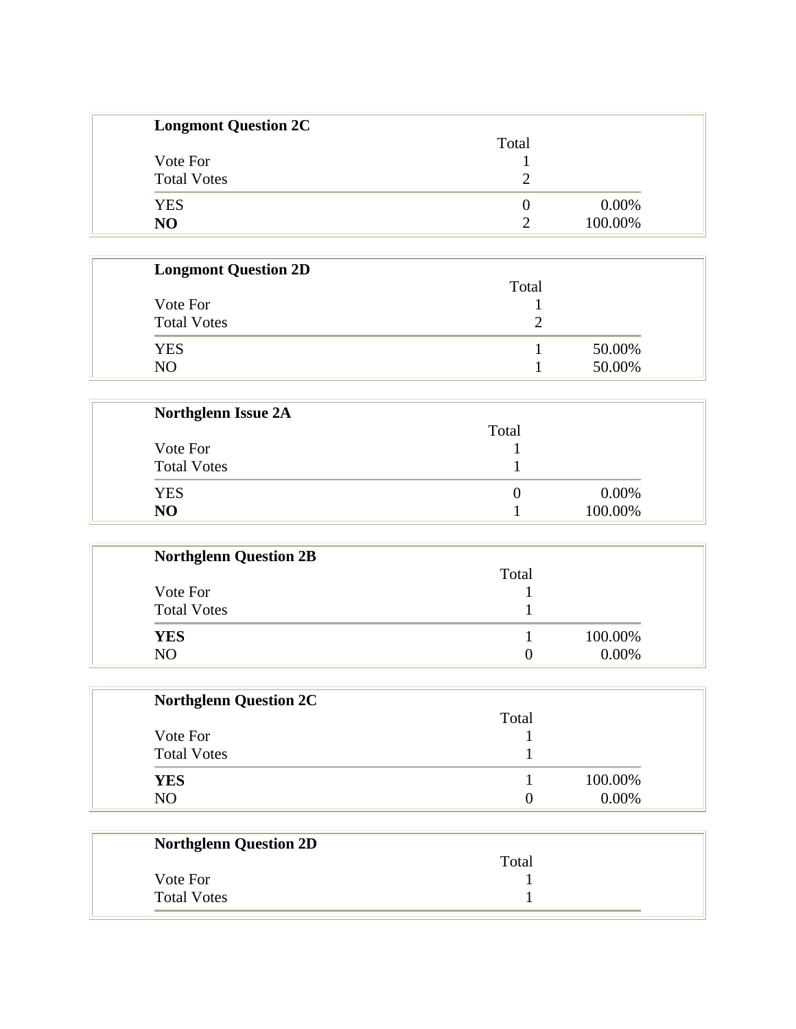**Longmont Question 2C**

| | Total | |
|---|---|---|
| Vote For | 1 | |
| Total Votes | 2 | |
| YES | 0 | 0.00% |
| **NO** | 2 | 100.00% |

**Longmont Question 2D**

| | Total | |
|---|---|---|
| Vote For | 1 | |
| Total Votes | 2 | |
| YES | 1 | 50.00% |
| NO | 1 | 50.00% |

**Northglenn Issue 2A**

| | Total | |
|---|---|---|
| Vote For | 1 | |
| Total Votes | 1 | |
| YES | 0 | 0.00% |
| **NO** | 1 | 100.00% |

**Northglenn Question 2B**

| | Total | |
|---|---|---|
| Vote For | 1 | |
| Total Votes | 1 | |
| **YES** | 1 | 100.00% |
| NO | 0 | 0.00% |

**Northglenn Question 2C**

| | Total | |
|---|---|---|
| Vote For | 1 | |
| Total Votes | 1 | |
| **YES** | 1 | 100.00% |
| NO | 0 | 0.00% |

**Northglenn Question 2D**

| | Total |
|---|---|
| Vote For | 1 |
| Total Votes | 1 |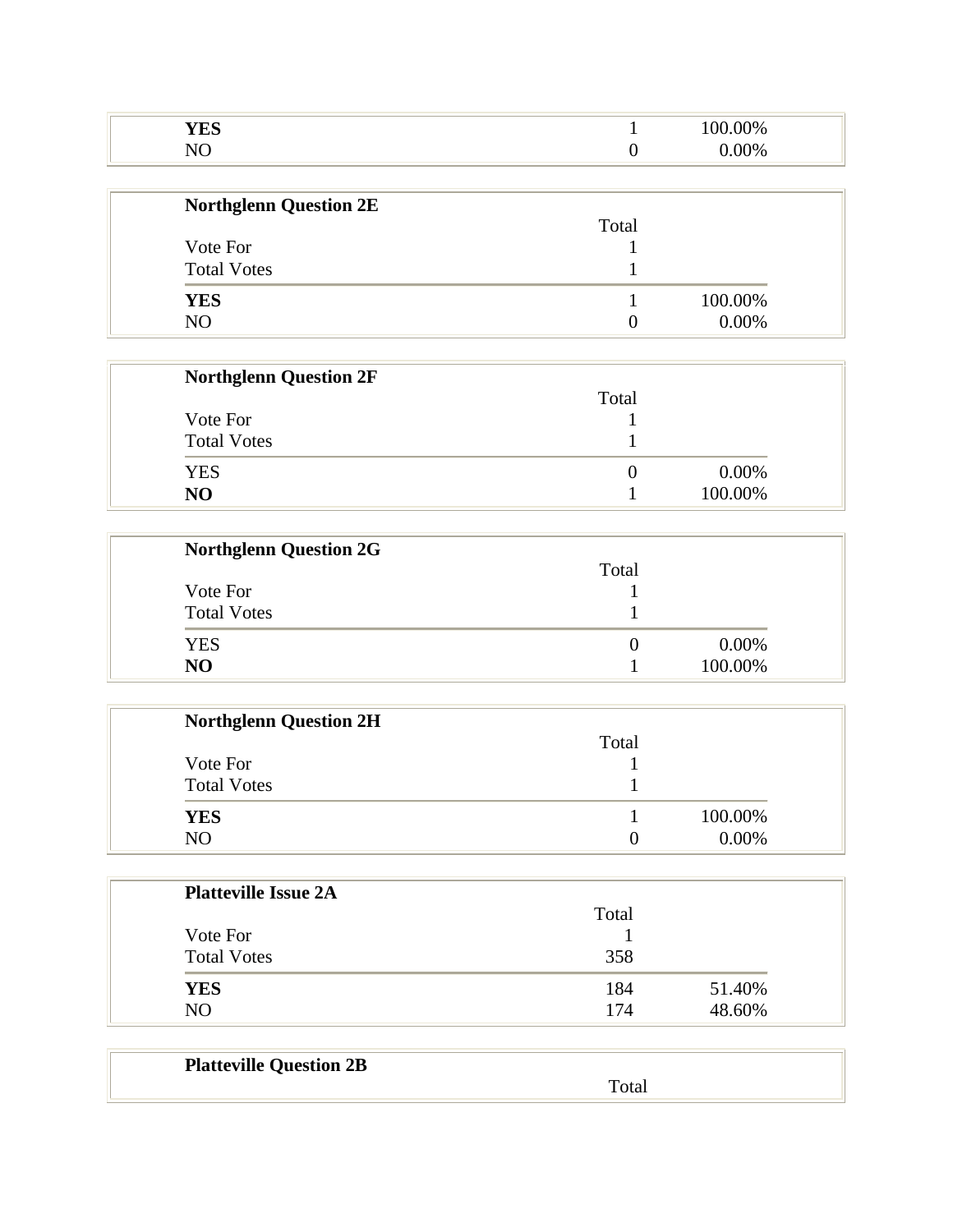| | | |
|---|---|---|
| **YES** | 1 | 100.00% |
| NO | 0 | 0.00% |

**Northglenn Question 2E**

| | Total | |
|---|---|---|
| Vote For | 1 | |
| Total Votes | 1 | |
| **YES** | 1 | 100.00% |
| NO | 0 | 0.00% |

**Northglenn Question 2F**

| | Total | |
|---|---|---|
| Vote For | 1 | |
| Total Votes | 1 | |
| YES | 0 | 0.00% |
| **NO** | 1 | 100.00% |

**Northglenn Question 2G**

| | Total | |
|---|---|---|
| Vote For | 1 | |
| Total Votes | 1 | |
| YES | 0 | 0.00% |
| **NO** | 1 | 100.00% |

**Northglenn Question 2H**

| | Total | |
|---|---|---|
| Vote For | 1 | |
| Total Votes | 1 | |
| **YES** | 1 | 100.00% |
| NO | 0 | 0.00% |

**Platteville Issue 2A**

| | Total | |
|---|---|---|
| Vote For | 1 | |
| Total Votes | 358 | |
| **YES** | 184 | 51.40% |
| NO | 174 | 48.60% |

**Platteville Question 2B**

| | Total | |
|---|---|---|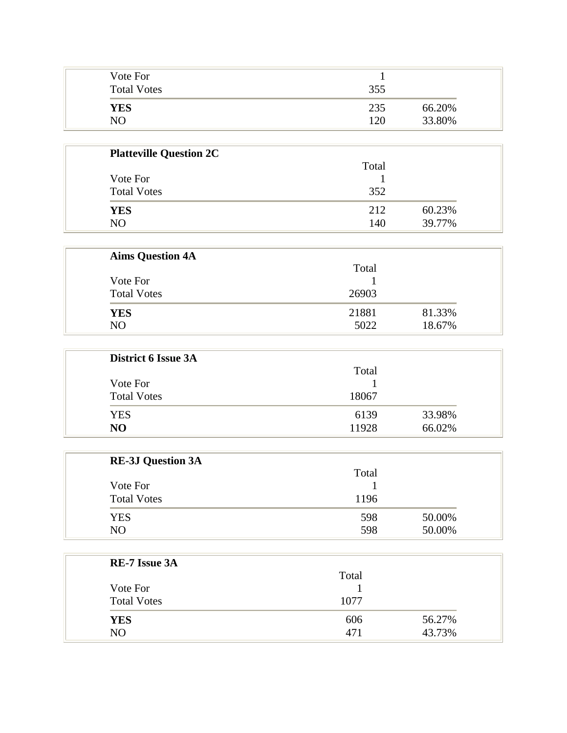| | Total | |
|---|---|---|
| Vote For | 1 | |
| Total Votes | 355 | |
| **YES** | 235 | 66.20% |
| NO | 120 | 33.80% |

**Platteville Question 2C**

| | Total | |
|---|---|---|
| Vote For | 1 | |
| Total Votes | 352 | |
| **YES** | 212 | 60.23% |
| NO | 140 | 39.77% |

**Aims Question 4A**

| | Total | |
|---|---|---|
| Vote For | 1 | |
| Total Votes | 26903 | |
| **YES** | 21881 | 81.33% |
| NO | 5022 | 18.67% |

**District 6 Issue 3A**

| | Total | |
|---|---|---|
| Vote For | 1 | |
| Total Votes | 18067 | |
| YES | 6139 | 33.98% |
| **NO** | 11928 | 66.02% |

**RE-3J Question 3A**

| | Total | |
|---|---|---|
| Vote For | 1 | |
| Total Votes | 1196 | |
| YES | 598 | 50.00% |
| NO | 598 | 50.00% |

**RE-7 Issue 3A**

| | Total | |
|---|---|---|
| Vote For | 1 | |
| Total Votes | 1077 | |
| **YES** | 606 | 56.27% |
| NO | 471 | 43.73% |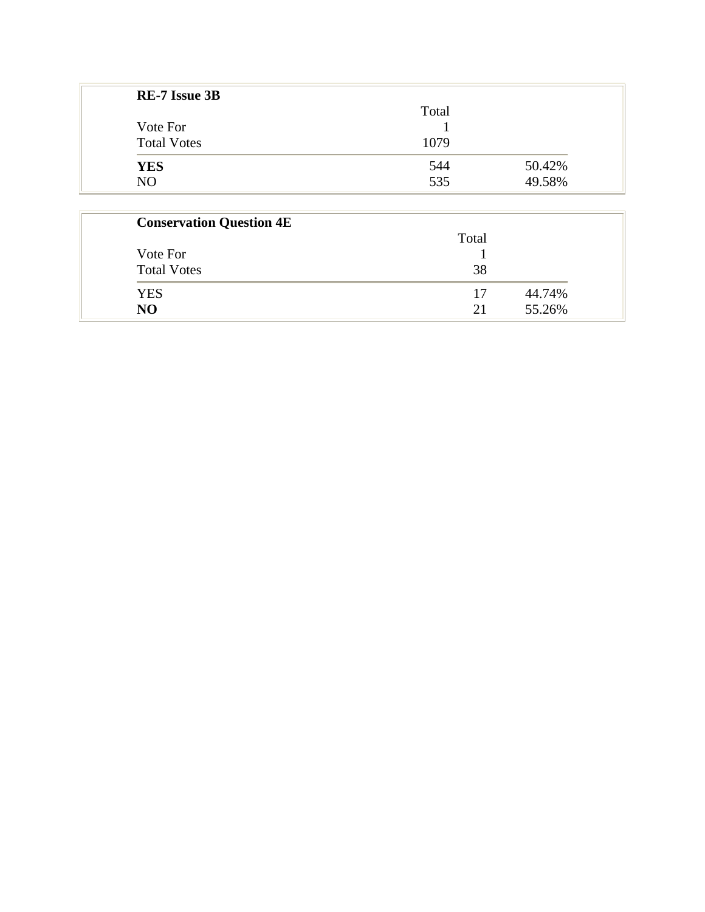**RE-7 Issue 3B**

| | Total | |
|---|---|---|
| Vote For | 1 | |
| Total Votes | 1079 | |
| **YES** | 544 | 50.42% |
| NO | 535 | 49.58% |

**Conservation Question 4E**

| | Total | |
|---|---|---|
| Vote For | 1 | |
| Total Votes | 38 | |
| YES | 17 | 44.74% |
| **NO** | 21 | 55.26% |